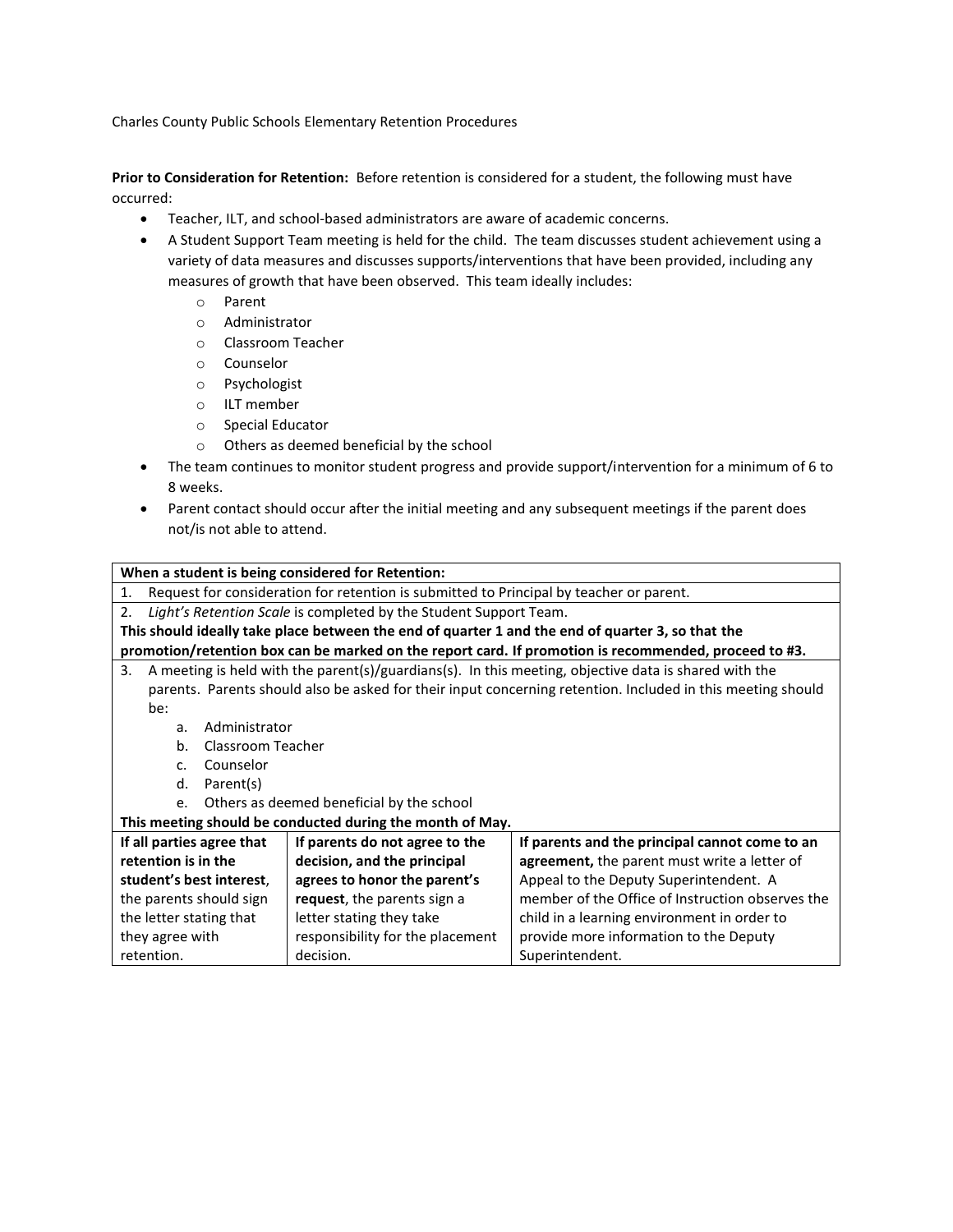Charles County Public Schools Elementary Retention Procedures

**Prior to Consideration for Retention:** Before retention is considered for a student, the following must have occurred:

- Teacher, ILT, and school-based administrators are aware of academic concerns.
- A Student Support Team meeting is held for the child. The team discusses student achievement using a variety of data measures and discusses supports/interventions that have been provided, including any measures of growth that have been observed. This team ideally includes:
  - Parent
  - Administrator
  - Classroom Teacher
  - Counselor
  - Psychologist
  - ILT member
  - Special Educator
  - Others as deemed beneficial by the school
- The team continues to monitor student progress and provide support/intervention for a minimum of 6 to 8 weeks.
- Parent contact should occur after the initial meeting and any subsequent meetings if the parent does not/is not able to attend.

| **When a student is being considered for Retention:** | | |
|---|---|---|
| 1. Request for consideration for retention is submitted to Principal by teacher or parent. | | |
| 2. *Light's Retention Scale* is completed by the Student Support Team. **This should ideally take place between the end of quarter 1 and the end of quarter 3, so that the promotion/retention box can be marked on the report card. If promotion is recommended, proceed to #3.** | | |
| 3. A meeting is held with the parent(s)/guardians(s). In this meeting, objective data is shared with the parents. Parents should also be asked for their input concerning retention. Included in this meeting should be: a. Administrator b. Classroom Teacher c. Counselor d. Parent(s) e. Others as deemed beneficial by the school **This meeting should be conducted during the month of May.** | | |
| **If all parties agree that retention is in the student's best interest**, the parents should sign the letter stating that they agree with retention. | **If parents do not agree to the decision, and the principal agrees to honor the parent's request**, the parents sign a letter stating they take responsibility for the placement decision. | **If parents and the principal cannot come to an agreement,** the parent must write a letter of Appeal to the Deputy Superintendent. A member of the Office of Instruction observes the child in a learning environment in order to provide more information to the Deputy Superintendent. |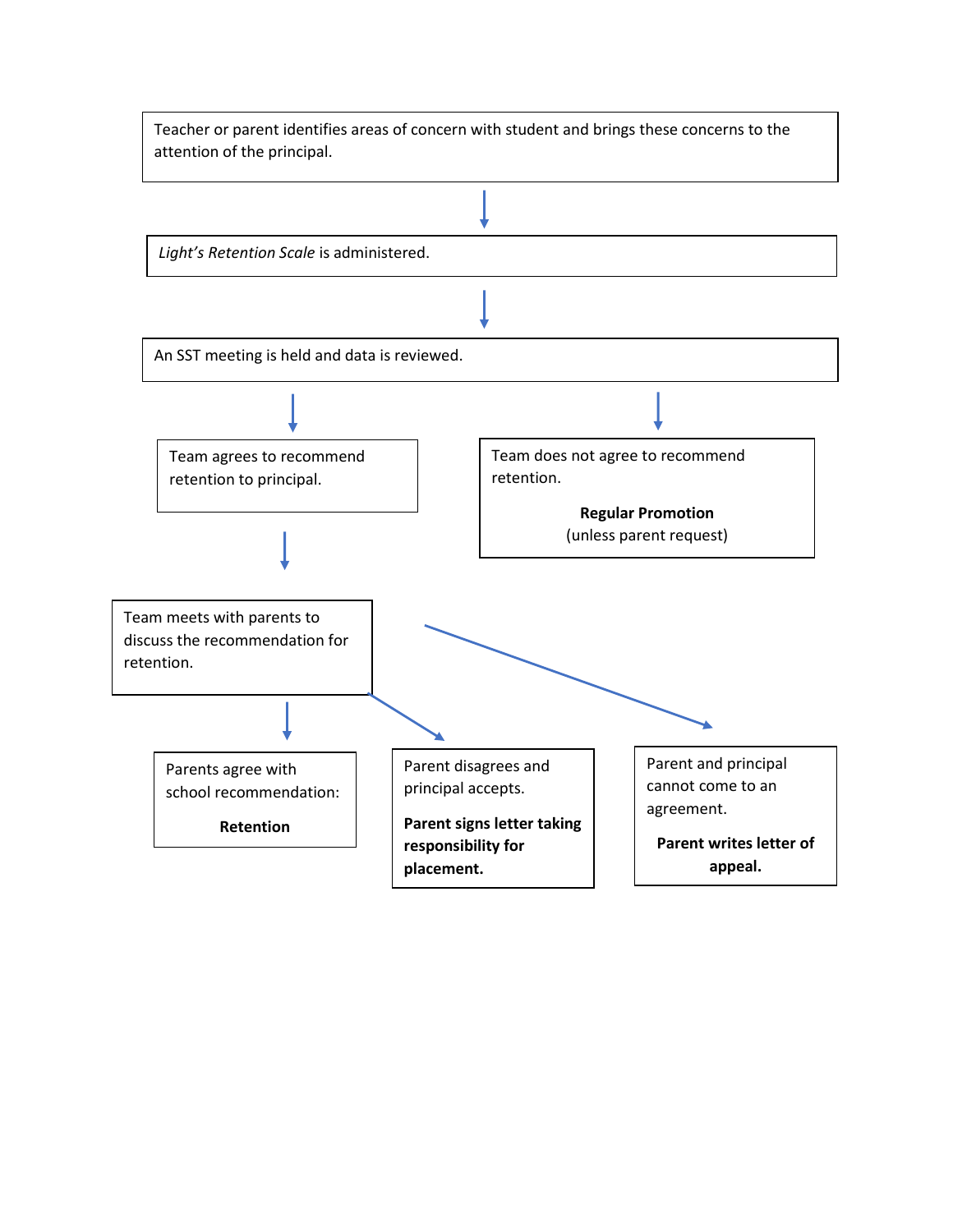Teacher or parent identifies areas of concern with student and brings these concerns to the attention of the principal.

*Light's Retention Scale* is administered.

An SST meeting is held and data is reviewed.

Team agrees to recommend retention to principal.

Team does not agree to recommend retention.

**Regular Promotion**
(unless parent request)

Team meets with parents to discuss the recommendation for retention.

Parents agree with school recommendation:

**Retention**

Parent disagrees and principal accepts.

**Parent signs letter taking responsibility for placement.**

Parent and principal cannot come to an agreement.

**Parent writes letter of appeal.**